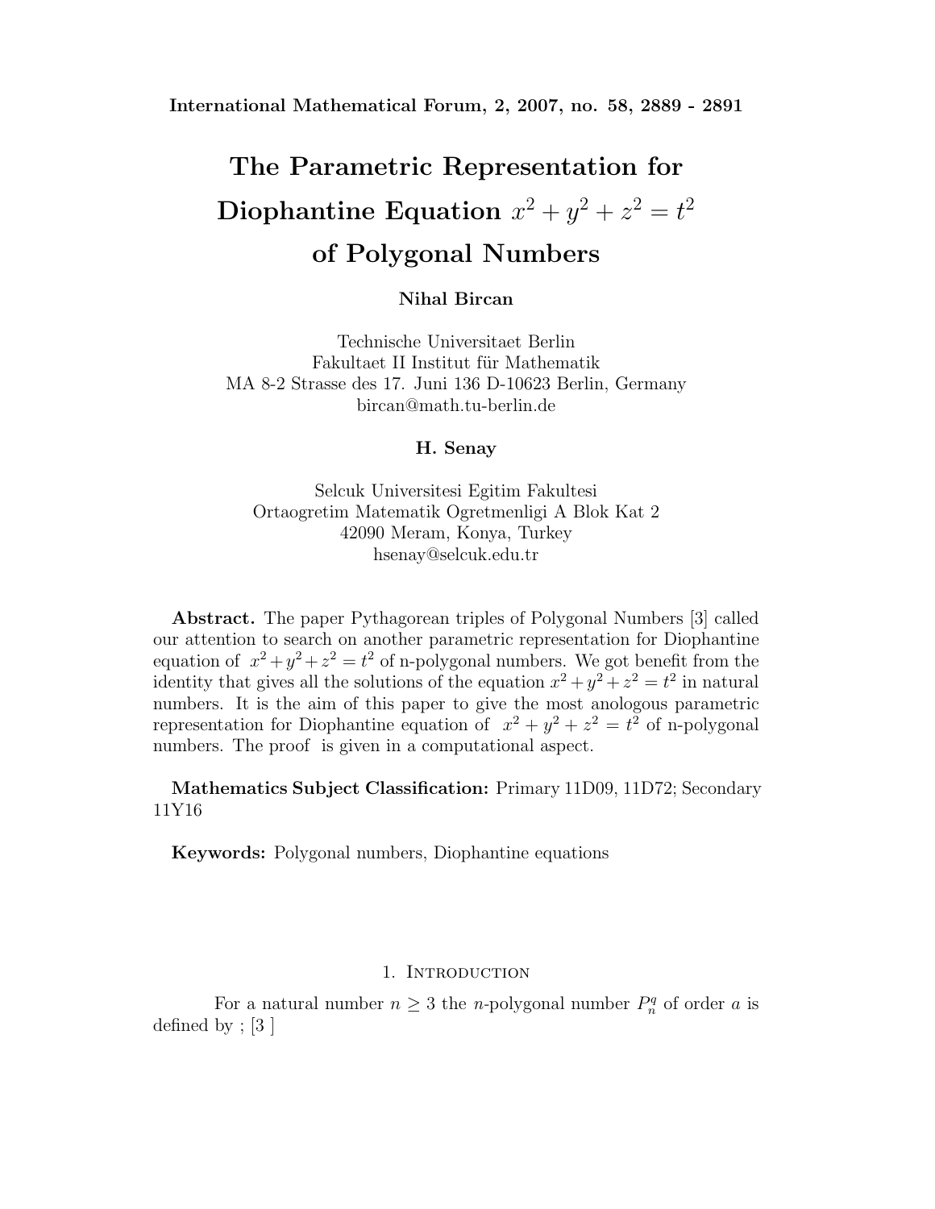# The Parametric Representation for Diophantine Equation $x^2 + y^2 + z^2 = t^2$ of Polygonal Numbers

**Nihal Bircan**

Technische Universitaet Berlin
Fakultaet II Institut für Mathematik
MA 8-2 Strasse des 17. Juni 136 D-10623 Berlin, Germany
bircan@math.tu-berlin.de

**H. Senay**

Selcuk Universitesi Egitim Fakultesi
Ortaogretim Matematik Ogretmenligi A Blok Kat 2
42090 Meram, Konya, Turkey
hsenay@selcuk.edu.tr

**Abstract.** The paper Pythagorean triples of Polygonal Numbers [3] called our attention to search on another parametric representation for Diophantine equation of $x^2+y^2+z^2 = t^2$ of n-polygonal numbers. We got benefit from the identity that gives all the solutions of the equation $x^2+y^2+z^2 = t^2$ in natural numbers. It is the aim of this paper to give the most anologous parametric representation for Diophantine equation of $x^2 + y^2 + z^2 = t^2$ of n-polygonal numbers. The proof is given in a computational aspect.

**Mathematics Subject Classification:** Primary 11D09, 11D72; Secondary 11Y16

**Keywords:** Polygonal numbers, Diophantine equations

## 1. Introduction

For a natural number $n \geq 3$ the $n$-polygonal number $P_n^q$ of order $a$ is defined by ; [3 ]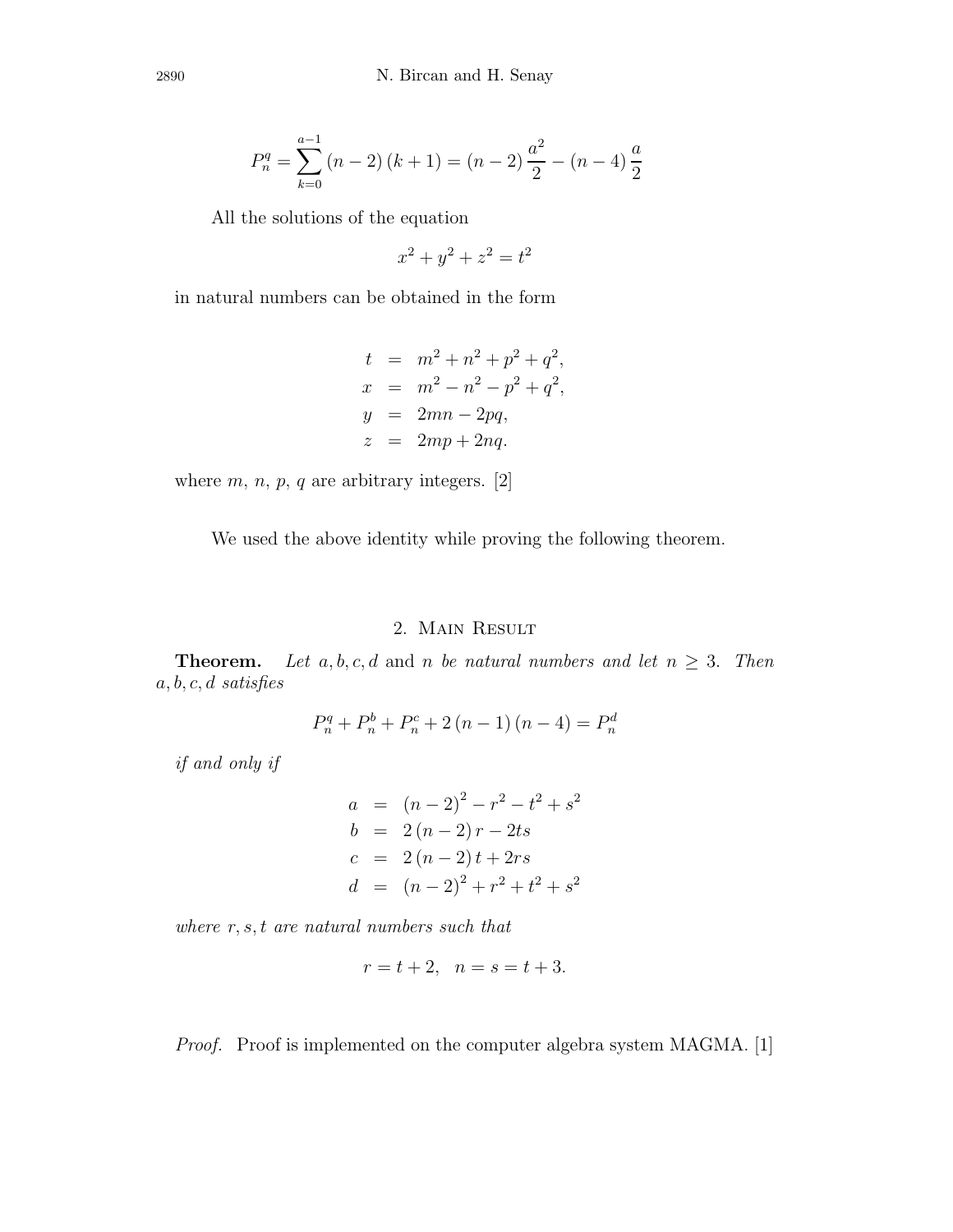$$P_n^q = \sum_{k=0}^{a-1} (n-2)(k+1) = (n-2)\frac{a^2}{2} - (n-4)\frac{a}{2}$$

All the solutions of the equation

$$x^2 + y^2 + z^2 = t^2$$

in natural numbers can be obtained in the form

$$\begin{aligned}
t &= m^2 + n^2 + p^2 + q^2, \\
x &= m^2 - n^2 - p^2 + q^2, \\
y &= 2mn - 2pq, \\
z &= 2mp + 2nq.
\end{aligned}$$

where $m$, $n$, $p$, $q$ are arbitrary integers. [2]

We used the above identity while proving the following theorem.

## 2. Main Result

**Theorem.** *Let* $a, b, c, d$ and $n$ *be natural numbers and let* $n \geq 3$. *Then* $a, b, c, d$ *satisfies*

$$P_n^q + P_n^b + P_n^c + 2(n-1)(n-4) = P_n^d$$

*if and only if*

$$\begin{aligned}
a &= (n-2)^2 - r^2 - t^2 + s^2 \\
b &= 2(n-2)r - 2ts \\
c &= 2(n-2)t + 2rs \\
d &= (n-2)^2 + r^2 + t^2 + s^2
\end{aligned}$$

*where* $r, s, t$ *are natural numbers such that*

$$r = t + 2, \quad n = s = t + 3.$$

*Proof.* Proof is implemented on the computer algebra system MAGMA. [1]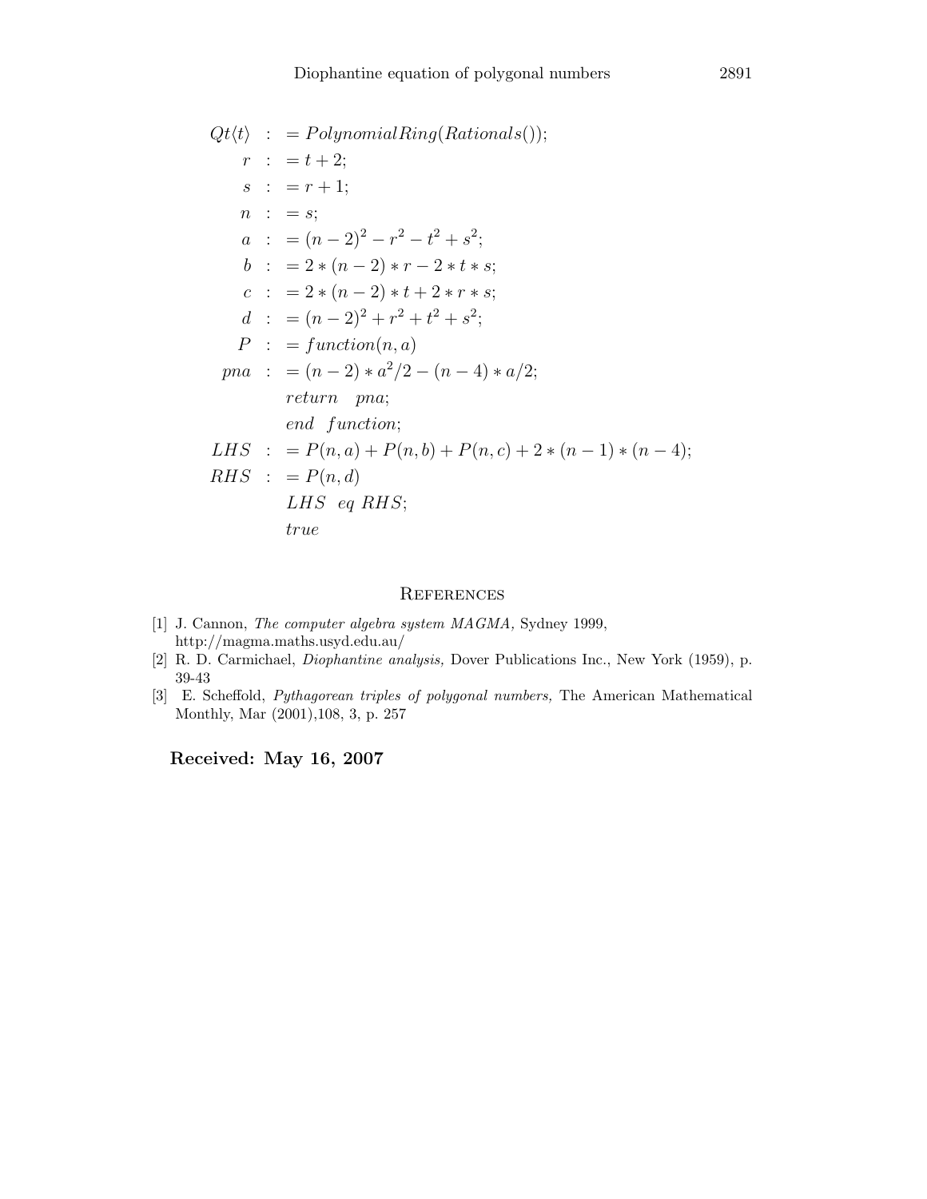$$
\begin{aligned}
Qt\langle t\rangle \ &: \ = PolynomialRing(Rationals());\\
r \ &: \ = t+2;\\
s \ &: \ = r+1;\\
n \ &: \ = s;\\
a \ &: \ = (n-2)^2 - r^2 - t^2 + s^2;\\
b \ &: \ = 2*(n-2)*r - 2*t*s;\\
c \ &: \ = 2*(n-2)*t + 2*r*s;\\
d \ &: \ = (n-2)^2 + r^2 + t^2 + s^2;\\
P \ &: \ = function(n,a)\\
pna \ &: \ = (n-2)*a^2/2 - (n-4)*a/2;\\
&\quad\ \ return \quad pna;\\
&\quad\ \ end \ \ function;\\
LHS \ &: \ = P(n,a) + P(n,b) + P(n,c) + 2*(n-1)*(n-4);\\
RHS \ &: \ = P(n,d)\\
&\quad\ \ LHS \ \ eq \ RHS;\\
&\quad\ \ true
\end{aligned}
$$

## References

[1] J. Cannon, *The computer algebra system MAGMA,* Sydney 1999, http://magma.maths.usyd.edu.au/

[2] R. D. Carmichael, *Diophantine analysis,* Dover Publications Inc., New York (1959), p. 39-43

[3] E. Scheffold, *Pythagorean triples of polygonal numbers,* The American Mathematical Monthly, Mar (2001),108, 3, p. 257

**Received: May 16, 2007**